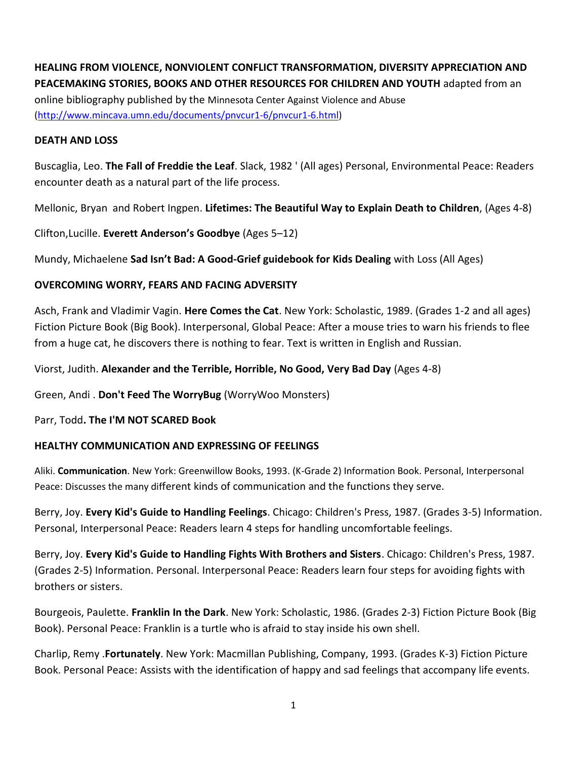**HEALING FROM VIOLENCE, NONVIOLENT CONFLICT TRANSFORMATION, DIVERSITY APPRECIATION AND PEACEMAKING STORIES, BOOKS AND OTHER RESOURCES FOR CHILDREN AND YOUTH** adapted from an online bibliography published by the Minnesota Center Against Violence and Abuse (http://www.mincava.umn.edu/documents/pnvcur1-6/pnvcur1-6.html)

## DEATH AND LOSS

Buscaglia, Leo. **The Fall of Freddie the Leaf**. Slack, 1982 ' (All ages) Personal, Environmental Peace: Readers encounter death as a natural part of the life process.

Mellonic, Bryan and Robert Ingpen. **Lifetimes: The Beautiful Way to Explain Death to Children**, (Ages 4-8)

Clifton,Lucille. **Everett Anderson's Goodbye** (Ages 5–12)

Mundy, Michaelene **Sad Isn't Bad: A Good-Grief guidebook for Kids Dealing** with Loss (All Ages)

## OVERCOMING WORRY, FEARS AND FACING ADVERSITY

Asch, Frank and Vladimir Vagin. **Here Comes the Cat**. New York: Scholastic, 1989. (Grades 1-2 and all ages) Fiction Picture Book (Big Book). Interpersonal, Global Peace: After a mouse tries to warn his friends to flee from a huge cat, he discovers there is nothing to fear. Text is written in English and Russian.

Viorst, Judith. **Alexander and the Terrible, Horrible, No Good, Very Bad Day** (Ages 4-8)

Green, Andi . **Don't Feed The WorryBug** (WorryWoo Monsters)

Parr, Todd**. The I'M NOT SCARED Book**

## HEALTHY COMMUNICATION AND EXPRESSING OF FEELINGS

Aliki. **Communication**. New York: Greenwillow Books, 1993. (K-Grade 2) Information Book. Personal, Interpersonal Peace: Discusses the many different kinds of communication and the functions they serve.

Berry, Joy. **Every Kid's Guide to Handling Feelings**. Chicago: Children's Press, 1987. (Grades 3-5) Information. Personal, Interpersonal Peace: Readers learn 4 steps for handling uncomfortable feelings.

Berry, Joy. **Every Kid's Guide to Handling Fights With Brothers and Sisters**. Chicago: Children's Press, 1987. (Grades 2-5) Information. Personal. Interpersonal Peace: Readers learn four steps for avoiding fights with brothers or sisters.

Bourgeois, Paulette. **Franklin In the Dark**. New York: Scholastic, 1986. (Grades 2-3) Fiction Picture Book (Big Book). Personal Peace: Franklin is a turtle who is afraid to stay inside his own shell.

Charlip, Remy .**Fortunately**. New York: Macmillan Publishing, Company, 1993. (Grades K-3) Fiction Picture Book. Personal Peace: Assists with the identification of happy and sad feelings that accompany life events.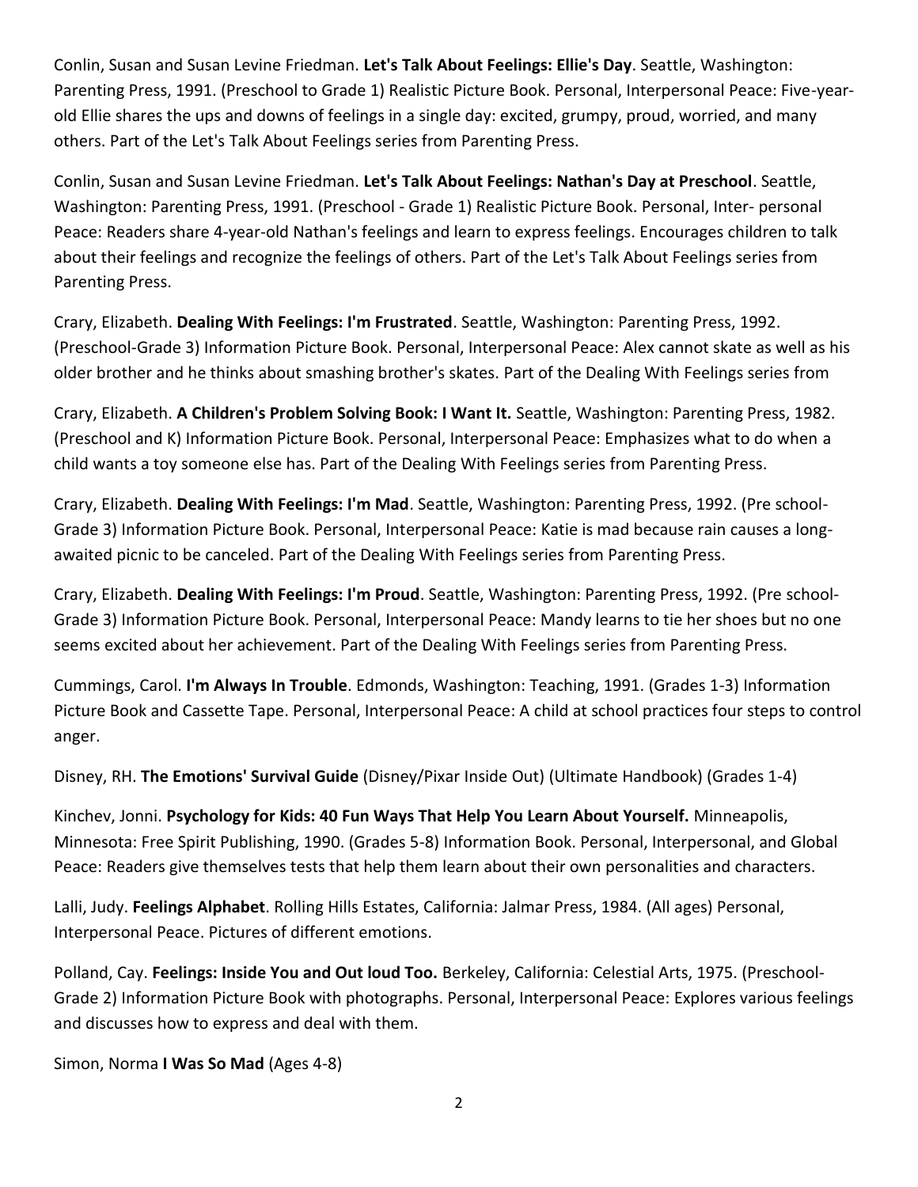Conlin, Susan and Susan Levine Friedman. **Let's Talk About Feelings: Ellie's Day**. Seattle, Washington: Parenting Press, 1991. (Preschool to Grade 1) Realistic Picture Book. Personal, Interpersonal Peace: Five-year-old Ellie shares the ups and downs of feelings in a single day: excited, grumpy, proud, worried, and many others. Part of the Let's Talk About Feelings series from Parenting Press.

Conlin, Susan and Susan Levine Friedman. **Let's Talk About Feelings: Nathan's Day at Preschool**. Seattle, Washington: Parenting Press, 1991. (Preschool - Grade 1) Realistic Picture Book. Personal, Inter- personal Peace: Readers share 4-year-old Nathan's feelings and learn to express feelings. Encourages children to talk about their feelings and recognize the feelings of others. Part of the Let's Talk About Feelings series from Parenting Press.

Crary, Elizabeth. **Dealing With Feelings: I'm Frustrated**. Seattle, Washington: Parenting Press, 1992. (Preschool-Grade 3) Information Picture Book. Personal, Interpersonal Peace: Alex cannot skate as well as his older brother and he thinks about smashing brother's skates. Part of the Dealing With Feelings series from

Crary, Elizabeth. **A Children's Problem Solving Book: I Want It.** Seattle, Washington: Parenting Press, 1982. (Preschool and K) Information Picture Book. Personal, Interpersonal Peace: Emphasizes what to do when a child wants a toy someone else has. Part of the Dealing With Feelings series from Parenting Press.

Crary, Elizabeth. **Dealing With Feelings: I'm Mad**. Seattle, Washington: Parenting Press, 1992. (Pre school-Grade 3) Information Picture Book. Personal, Interpersonal Peace: Katie is mad because rain causes a long-awaited picnic to be canceled. Part of the Dealing With Feelings series from Parenting Press.

Crary, Elizabeth. **Dealing With Feelings: I'm Proud**. Seattle, Washington: Parenting Press, 1992. (Pre school-Grade 3) Information Picture Book. Personal, Interpersonal Peace: Mandy learns to tie her shoes but no one seems excited about her achievement. Part of the Dealing With Feelings series from Parenting Press.

Cummings, Carol. **I'm Always In Trouble**. Edmonds, Washington: Teaching, 1991. (Grades 1-3) Information Picture Book and Cassette Tape. Personal, Interpersonal Peace: A child at school practices four steps to control anger.

Disney, RH. **The Emotions' Survival Guide** (Disney/Pixar Inside Out) (Ultimate Handbook) (Grades 1-4)

Kinchev, Jonni. **Psychology for Kids: 40 Fun Ways That Help You Learn About Yourself.** Minneapolis, Minnesota: Free Spirit Publishing, 1990. (Grades 5-8) Information Book. Personal, Interpersonal, and Global Peace: Readers give themselves tests that help them learn about their own personalities and characters.

Lalli, Judy. **Feelings Alphabet**. Rolling Hills Estates, California: Jalmar Press, 1984. (All ages) Personal, Interpersonal Peace. Pictures of different emotions.

Polland, Cay. **Feelings: Inside You and Out loud Too.** Berkeley, California: Celestial Arts, 1975. (Preschool-Grade 2) Information Picture Book with photographs. Personal, Interpersonal Peace: Explores various feelings and discusses how to express and deal with them.

Simon, Norma **I Was So Mad** (Ages 4-8)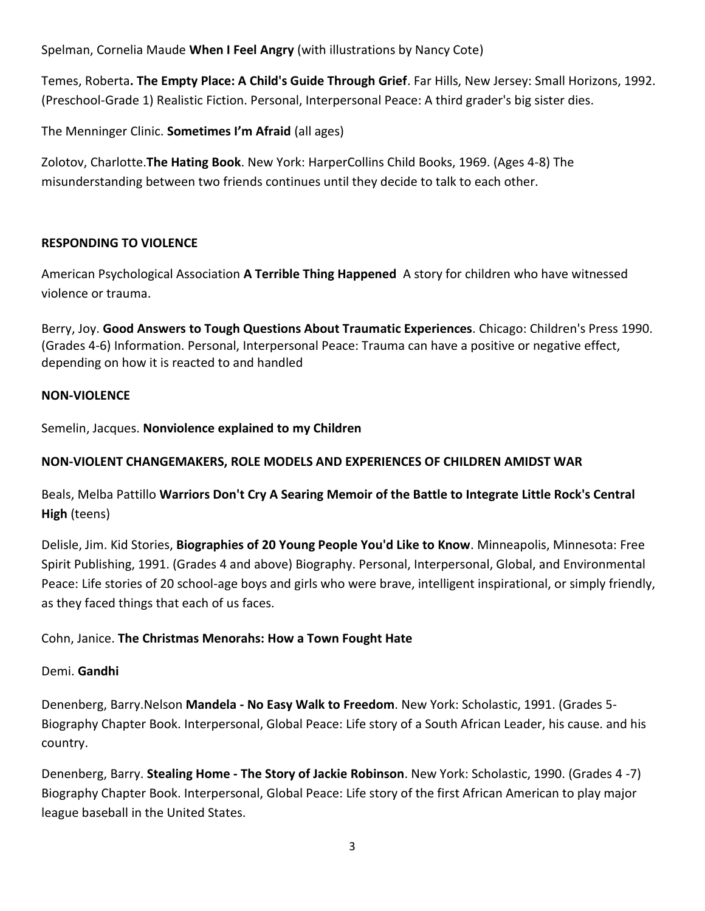Spelman, Cornelia Maude **When I Feel Angry** (with illustrations by Nancy Cote)

Temes, Roberta**. The Empty Place: A Child's Guide Through Grief**. Far Hills, New Jersey: Small Horizons, 1992. (Preschool-Grade 1) Realistic Fiction. Personal, Interpersonal Peace: A third grader's big sister dies.

The Menninger Clinic. **Sometimes I'm Afraid** (all ages)

Zolotov, Charlotte.**The Hating Book**. New York: HarperCollins Child Books, 1969. (Ages 4-8) The misunderstanding between two friends continues until they decide to talk to each other.

**RESPONDING TO VIOLENCE**

American Psychological Association **A Terrible Thing Happened** A story for children who have witnessed violence or trauma.

Berry, Joy. **Good Answers to Tough Questions About Traumatic Experiences**. Chicago: Children's Press 1990. (Grades 4-6) Information. Personal, Interpersonal Peace: Trauma can have a positive or negative effect, depending on how it is reacted to and handled

**NON-VIOLENCE**

Semelin, Jacques. **Nonviolence explained to my Children**

**NON-VIOLENT CHANGEMAKERS, ROLE MODELS AND EXPERIENCES OF CHILDREN AMIDST WAR**

Beals, Melba Pattillo **Warriors Don't Cry A Searing Memoir of the Battle to Integrate Little Rock's Central High** (teens)

Delisle, Jim. Kid Stories, **Biographies of 20 Young People You'd Like to Know**. Minneapolis, Minnesota: Free Spirit Publishing, 1991. (Grades 4 and above) Biography. Personal, Interpersonal, Global, and Environmental Peace: Life stories of 20 school-age boys and girls who were brave, intelligent inspirational, or simply friendly, as they faced things that each of us faces.

Cohn, Janice. **The Christmas Menorahs: How a Town Fought Hate**

Demi. **Gandhi**

Denenberg, Barry.Nelson **Mandela - No Easy Walk to Freedom**. New York: Scholastic, 1991. (Grades 5-Biography Chapter Book. Interpersonal, Global Peace: Life story of a South African Leader, his cause. and his country.

Denenberg, Barry. **Stealing Home - The Story of Jackie Robinson**. New York: Scholastic, 1990. (Grades 4 -7) Biography Chapter Book. Interpersonal, Global Peace: Life story of the first African American to play major league baseball in the United States.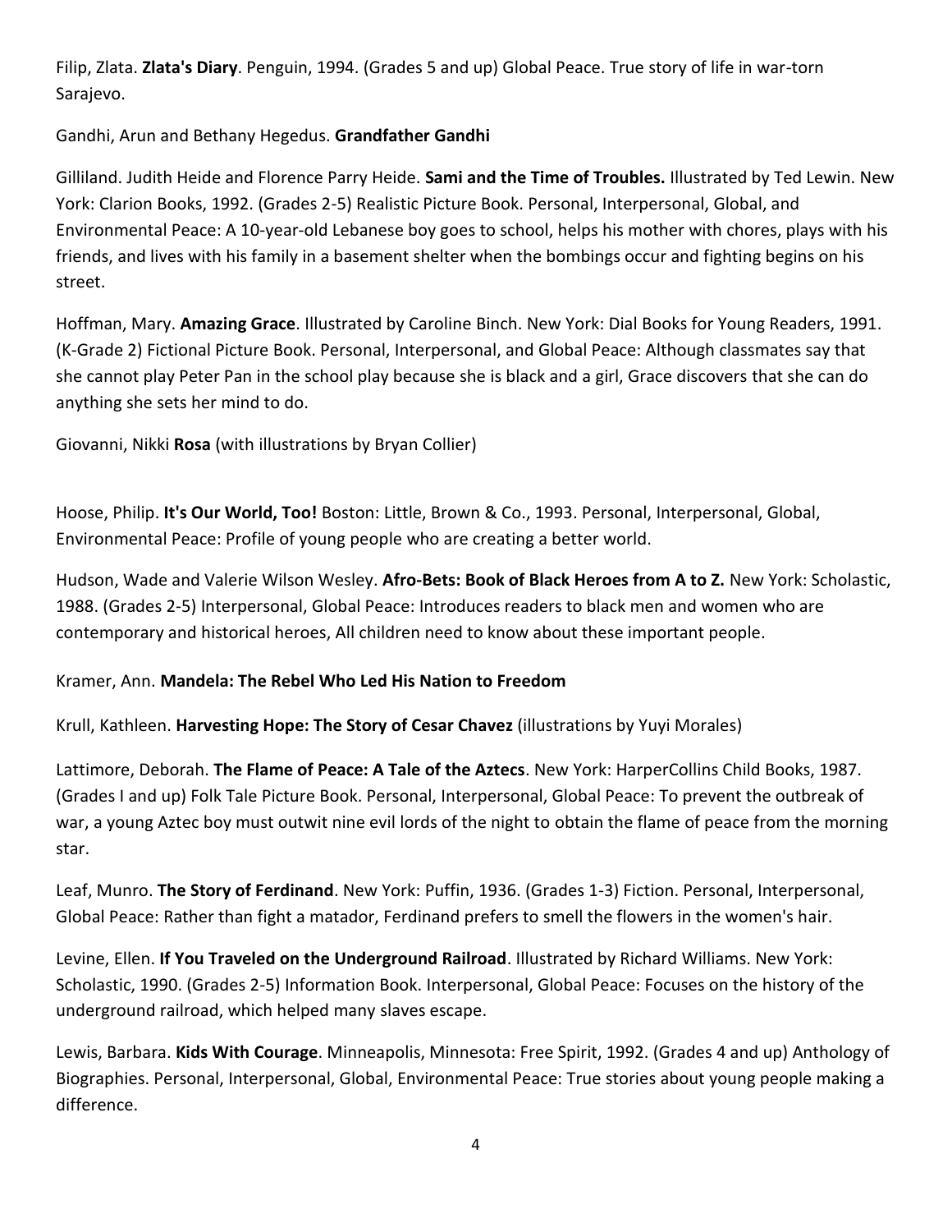Filip, Zlata. **Zlata's Diary**. Penguin, 1994. (Grades 5 and up) Global Peace. True story of life in war-torn Sarajevo.

Gandhi, Arun and Bethany Hegedus. **Grandfather Gandhi**

Gilliland. Judith Heide and Florence Parry Heide. **Sami and the Time of Troubles.** Illustrated by Ted Lewin. New York: Clarion Books, 1992. (Grades 2-5) Realistic Picture Book. Personal, Interpersonal, Global, and Environmental Peace: A 10-year-old Lebanese boy goes to school, helps his mother with chores, plays with his friends, and lives with his family in a basement shelter when the bombings occur and fighting begins on his street.

Hoffman, Mary. **Amazing Grace**. Illustrated by Caroline Binch. New York: Dial Books for Young Readers, 1991. (K-Grade 2) Fictional Picture Book. Personal, Interpersonal, and Global Peace: Although classmates say that she cannot play Peter Pan in the school play because she is black and a girl, Grace discovers that she can do anything she sets her mind to do.

Giovanni, Nikki **Rosa** (with illustrations by Bryan Collier)

Hoose, Philip. **It's Our World, Too!** Boston: Little, Brown & Co., 1993. Personal, Interpersonal, Global, Environmental Peace: Profile of young people who are creating a better world.

Hudson, Wade and Valerie Wilson Wesley. **Afro-Bets: Book of Black Heroes from A to Z.** New York: Scholastic, 1988. (Grades 2-5) Interpersonal, Global Peace: Introduces readers to black men and women who are contemporary and historical heroes, All children need to know about these important people.

Kramer, Ann. **Mandela: The Rebel Who Led His Nation to Freedom**

Krull, Kathleen. **Harvesting Hope: The Story of Cesar Chavez** (illustrations by Yuyi Morales)

Lattimore, Deborah. **The Flame of Peace: A Tale of the Aztecs**. New York: HarperCollins Child Books, 1987. (Grades I and up) Folk Tale Picture Book. Personal, Interpersonal, Global Peace: To prevent the outbreak of war, a young Aztec boy must outwit nine evil lords of the night to obtain the flame of peace from the morning star.

Leaf, Munro. **The Story of Ferdinand**. New York: Puffin, 1936. (Grades 1-3) Fiction. Personal, Interpersonal, Global Peace: Rather than fight a matador, Ferdinand prefers to smell the flowers in the women's hair.

Levine, Ellen. **If You Traveled on the Underground Railroad**. Illustrated by Richard Williams. New York: Scholastic, 1990. (Grades 2-5) Information Book. Interpersonal, Global Peace: Focuses on the history of the underground railroad, which helped many slaves escape.

Lewis, Barbara. **Kids With Courage**. Minneapolis, Minnesota: Free Spirit, 1992. (Grades 4 and up) Anthology of Biographies. Personal, Interpersonal, Global, Environmental Peace: True stories about young people making a difference.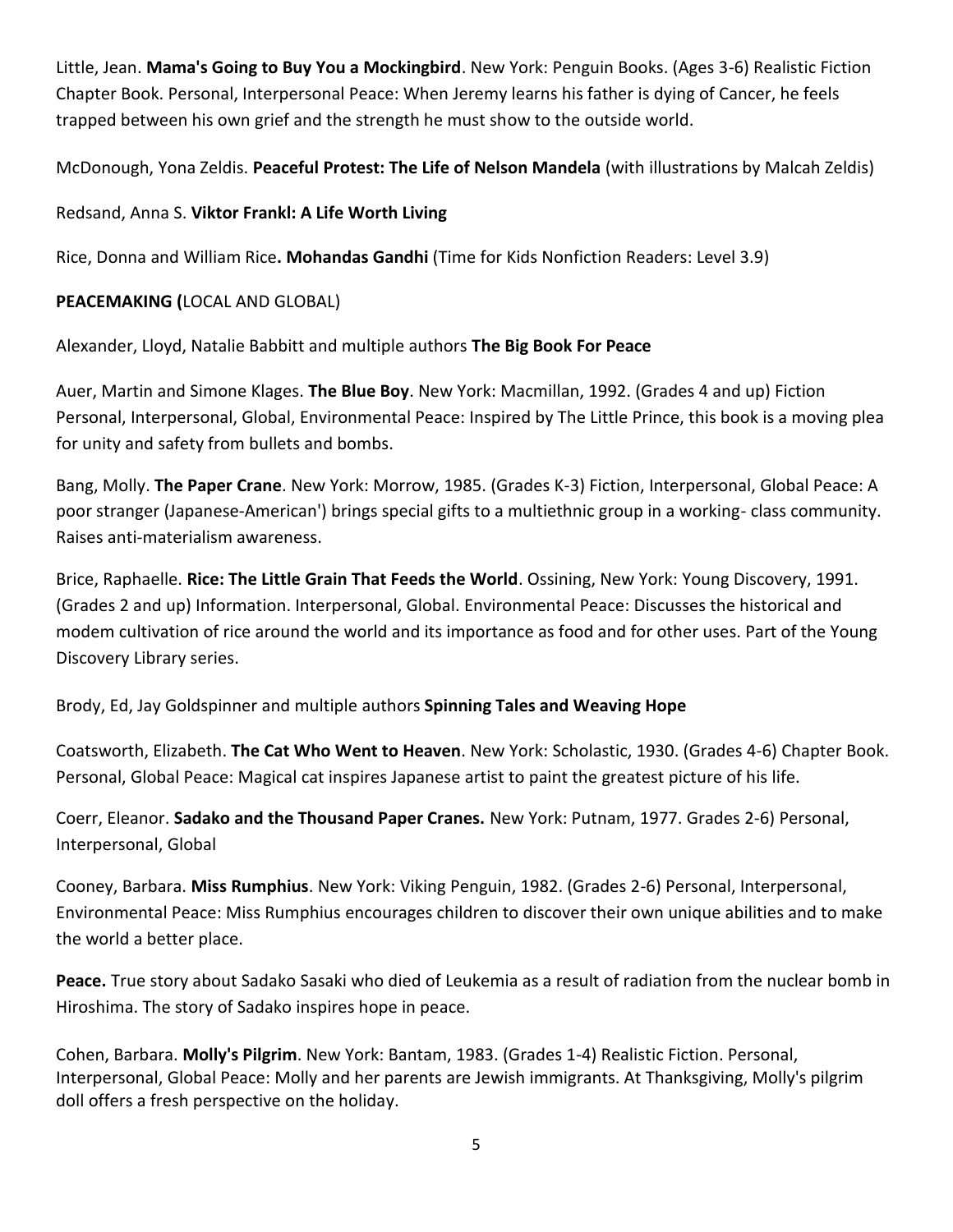Little, Jean. **Mama's Going to Buy You a Mockingbird**. New York: Penguin Books. (Ages 3-6) Realistic Fiction Chapter Book. Personal, Interpersonal Peace: When Jeremy learns his father is dying of Cancer, he feels trapped between his own grief and the strength he must show to the outside world.

McDonough, Yona Zeldis. **Peaceful Protest: The Life of Nelson Mandela** (with illustrations by Malcah Zeldis)

Redsand, Anna S. **Viktor Frankl: A Life Worth Living**

Rice, Donna and William Rice**. Mohandas Gandhi** (Time for Kids Nonfiction Readers: Level 3.9)

**PEACEMAKING (**LOCAL AND GLOBAL)

Alexander, Lloyd, Natalie Babbitt and multiple authors **The Big Book For Peace**

Auer, Martin and Simone Klages. **The Blue Boy**. New York: Macmillan, 1992. (Grades 4 and up) Fiction Personal, Interpersonal, Global, Environmental Peace: Inspired by The Little Prince, this book is a moving plea for unity and safety from bullets and bombs.

Bang, Molly. **The Paper Crane**. New York: Morrow, 1985. (Grades K-3) Fiction, Interpersonal, Global Peace: A poor stranger (Japanese-American') brings special gifts to a multiethnic group in a working- class community. Raises anti-materialism awareness.

Brice, Raphaelle. **Rice: The Little Grain That Feeds the World**. Ossining, New York: Young Discovery, 1991. (Grades 2 and up) Information. Interpersonal, Global. Environmental Peace: Discusses the historical and modem cultivation of rice around the world and its importance as food and for other uses. Part of the Young Discovery Library series.

Brody, Ed, Jay Goldspinner and multiple authors **Spinning Tales and Weaving Hope**

Coatsworth, Elizabeth. **The Cat Who Went to Heaven**. New York: Scholastic, 1930. (Grades 4-6) Chapter Book. Personal, Global Peace: Magical cat inspires Japanese artist to paint the greatest picture of his life.

Coerr, Eleanor. **Sadako and the Thousand Paper Cranes.** New York: Putnam, 1977. Grades 2-6) Personal, Interpersonal, Global

Cooney, Barbara. **Miss Rumphius**. New York: Viking Penguin, 1982. (Grades 2-6) Personal, Interpersonal, Environmental Peace: Miss Rumphius encourages children to discover their own unique abilities and to make the world a better place.

**Peace.** True story about Sadako Sasaki who died of Leukemia as a result of radiation from the nuclear bomb in Hiroshima. The story of Sadako inspires hope in peace.

Cohen, Barbara. **Molly's Pilgrim**. New York: Bantam, 1983. (Grades 1-4) Realistic Fiction. Personal, Interpersonal, Global Peace: Molly and her parents are Jewish immigrants. At Thanksgiving, Molly's pilgrim doll offers a fresh perspective on the holiday.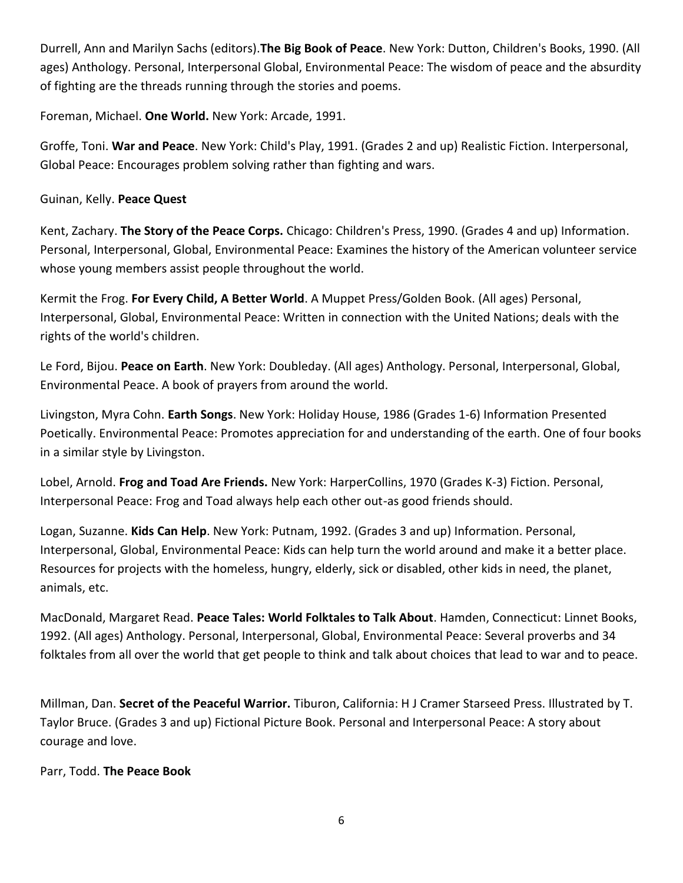Durrell, Ann and Marilyn Sachs (editors).**The Big Book of Peace**. New York: Dutton, Children's Books, 1990. (All ages) Anthology. Personal, Interpersonal Global, Environmental Peace: The wisdom of peace and the absurdity of fighting are the threads running through the stories and poems.

Foreman, Michael. **One World.** New York: Arcade, 1991.

Groffe, Toni. **War and Peace**. New York: Child's Play, 1991. (Grades 2 and up) Realistic Fiction. Interpersonal, Global Peace: Encourages problem solving rather than fighting and wars.

Guinan, Kelly. **Peace Quest**

Kent, Zachary. **The Story of the Peace Corps.** Chicago: Children's Press, 1990. (Grades 4 and up) Information. Personal, Interpersonal, Global, Environmental Peace: Examines the history of the American volunteer service whose young members assist people throughout the world.

Kermit the Frog. **For Every Child, A Better World**. A Muppet Press/Golden Book. (All ages) Personal, Interpersonal, Global, Environmental Peace: Written in connection with the United Nations; deals with the rights of the world's children.

Le Ford, Bijou. **Peace on Earth**. New York: Doubleday. (All ages) Anthology. Personal, Interpersonal, Global, Environmental Peace. A book of prayers from around the world.

Livingston, Myra Cohn. **Earth Songs**. New York: Holiday House, 1986 (Grades 1-6) Information Presented Poetically. Environmental Peace: Promotes appreciation for and understanding of the earth. One of four books in a similar style by Livingston.

Lobel, Arnold. **Frog and Toad Are Friends.** New York: HarperCollins, 1970 (Grades K-3) Fiction. Personal, Interpersonal Peace: Frog and Toad always help each other out-as good friends should.

Logan, Suzanne. **Kids Can Help**. New York: Putnam, 1992. (Grades 3 and up) Information. Personal, Interpersonal, Global, Environmental Peace: Kids can help turn the world around and make it a better place. Resources for projects with the homeless, hungry, elderly, sick or disabled, other kids in need, the planet, animals, etc.

MacDonald, Margaret Read. **Peace Tales: World Folktales to Talk About**. Hamden, Connecticut: Linnet Books, 1992. (All ages) Anthology. Personal, Interpersonal, Global, Environmental Peace: Several proverbs and 34 folktales from all over the world that get people to think and talk about choices that lead to war and to peace.

Millman, Dan. **Secret of the Peaceful Warrior.** Tiburon, California: H J Cramer Starseed Press. Illustrated by T. Taylor Bruce. (Grades 3 and up) Fictional Picture Book. Personal and Interpersonal Peace: A story about courage and love.

Parr, Todd. **The Peace Book**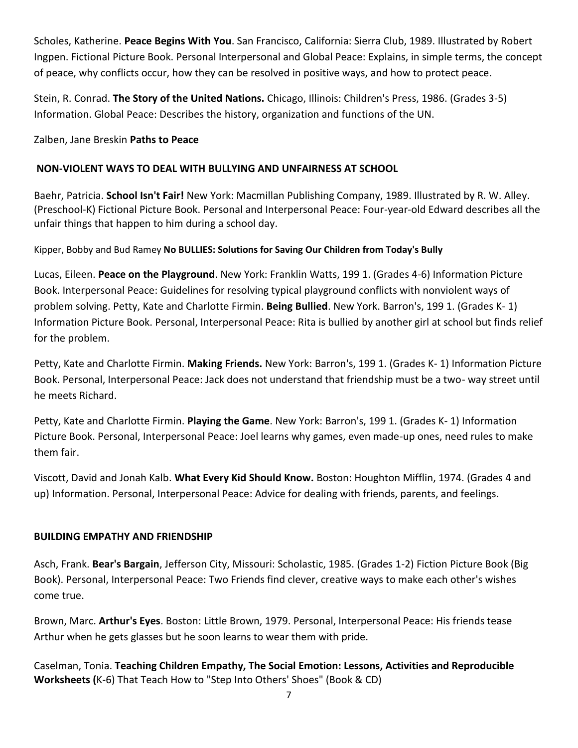Scholes, Katherine. **Peace Begins With You**. San Francisco, California: Sierra Club, 1989. Illustrated by Robert Ingpen. Fictional Picture Book. Personal Interpersonal and Global Peace: Explains, in simple terms, the concept of peace, why conflicts occur, how they can be resolved in positive ways, and how to protect peace.

Stein, R. Conrad. **The Story of the United Nations.** Chicago, Illinois: Children's Press, 1986. (Grades 3-5) Information. Global Peace: Describes the history, organization and functions of the UN.

Zalben, Jane Breskin **Paths to Peace**

## NON-VIOLENT WAYS TO DEAL WITH BULLYING AND UNFAIRNESS AT SCHOOL

Baehr, Patricia. **School Isn't Fair!** New York: Macmillan Publishing Company, 1989. Illustrated by R. W. Alley. (Preschool-K) Fictional Picture Book. Personal and Interpersonal Peace: Four-year-old Edward describes all the unfair things that happen to him during a school day.

Kipper, Bobby and Bud Ramey **No BULLIES: Solutions for Saving Our Children from Today's Bully**

Lucas, Eileen. **Peace on the Playground**. New York: Franklin Watts, 199 1. (Grades 4-6) Information Picture Book. Interpersonal Peace: Guidelines for resolving typical playground conflicts with nonviolent ways of problem solving. Petty, Kate and Charlotte Firmin. **Being Bullied**. New York. Barron's, 199 1. (Grades K- 1) Information Picture Book. Personal, Interpersonal Peace: Rita is bullied by another girl at school but finds relief for the problem.

Petty, Kate and Charlotte Firmin. **Making Friends.** New York: Barron's, 199 1. (Grades K- 1) Information Picture Book. Personal, Interpersonal Peace: Jack does not understand that friendship must be a two- way street until he meets Richard.

Petty, Kate and Charlotte Firmin. **Playing the Game**. New York: Barron's, 199 1. (Grades K- 1) Information Picture Book. Personal, Interpersonal Peace: Joel learns why games, even made-up ones, need rules to make them fair.

Viscott, David and Jonah Kalb. **What Every Kid Should Know.** Boston: Houghton Mifflin, 1974. (Grades 4 and up) Information. Personal, Interpersonal Peace: Advice for dealing with friends, parents, and feelings.

## BUILDING EMPATHY AND FRIENDSHIP

Asch, Frank. **Bear's Bargain**, Jefferson City, Missouri: Scholastic, 1985. (Grades 1-2) Fiction Picture Book (Big Book). Personal, Interpersonal Peace: Two Friends find clever, creative ways to make each other's wishes come true.

Brown, Marc. **Arthur's Eyes**. Boston: Little Brown, 1979. Personal, Interpersonal Peace: His friends tease Arthur when he gets glasses but he soon learns to wear them with pride.

Caselman, Tonia. **Teaching Children Empathy, The Social Emotion: Lessons, Activities and Reproducible Worksheets (**K-6) That Teach How to "Step Into Others' Shoes" (Book & CD)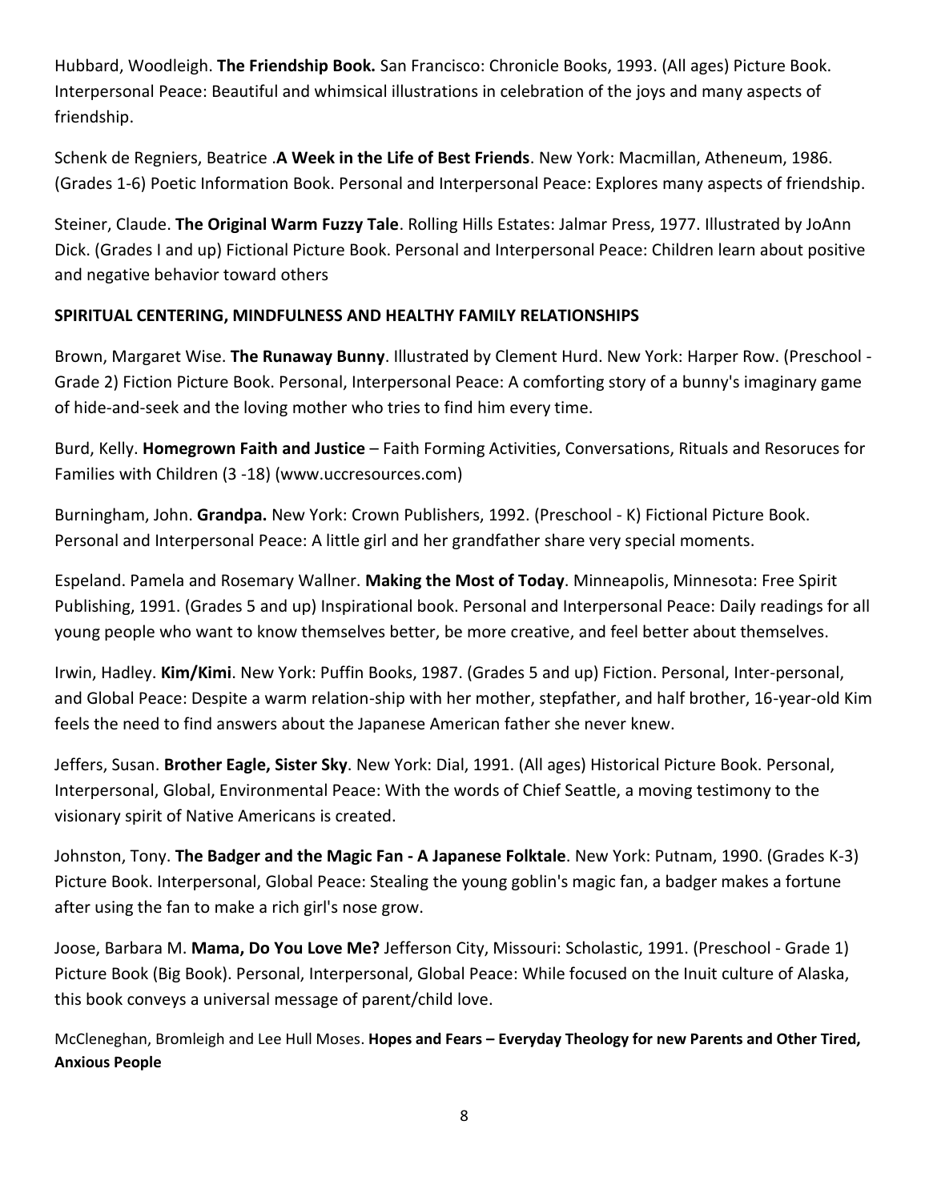Hubbard, Woodleigh. **The Friendship Book.** San Francisco: Chronicle Books, 1993. (All ages) Picture Book. Interpersonal Peace: Beautiful and whimsical illustrations in celebration of the joys and many aspects of friendship.

Schenk de Regniers, Beatrice .**A Week in the Life of Best Friends**. New York: Macmillan, Atheneum, 1986. (Grades 1-6) Poetic Information Book. Personal and Interpersonal Peace: Explores many aspects of friendship.

Steiner, Claude. **The Original Warm Fuzzy Tale**. Rolling Hills Estates: Jalmar Press, 1977. Illustrated by JoAnn Dick. (Grades I and up) Fictional Picture Book. Personal and Interpersonal Peace: Children learn about positive and negative behavior toward others

**SPIRITUAL CENTERING, MINDFULNESS AND HEALTHY FAMILY RELATIONSHIPS**

Brown, Margaret Wise. **The Runaway Bunny**. Illustrated by Clement Hurd. New York: Harper Row. (Preschool - Grade 2) Fiction Picture Book. Personal, Interpersonal Peace: A comforting story of a bunny's imaginary game of hide-and-seek and the loving mother who tries to find him every time.

Burd, Kelly. **Homegrown Faith and Justice** – Faith Forming Activities, Conversations, Rituals and Resoruces for Families with Children (3 -18) (www.uccresources.com)

Burningham, John. **Grandpa.** New York: Crown Publishers, 1992. (Preschool - K) Fictional Picture Book. Personal and Interpersonal Peace: A little girl and her grandfather share very special moments.

Espeland. Pamela and Rosemary Wallner. **Making the Most of Today**. Minneapolis, Minnesota: Free Spirit Publishing, 1991. (Grades 5 and up) Inspirational book. Personal and Interpersonal Peace: Daily readings for all young people who want to know themselves better, be more creative, and feel better about themselves.

Irwin, Hadley. **Kim/Kimi**. New York: Puffin Books, 1987. (Grades 5 and up) Fiction. Personal, Inter-personal, and Global Peace: Despite a warm relation-ship with her mother, stepfather, and half brother, 16-year-old Kim feels the need to find answers about the Japanese American father she never knew.

Jeffers, Susan. **Brother Eagle, Sister Sky**. New York: Dial, 1991. (All ages) Historical Picture Book. Personal, Interpersonal, Global, Environmental Peace: With the words of Chief Seattle, a moving testimony to the visionary spirit of Native Americans is created.

Johnston, Tony. **The Badger and the Magic Fan - A Japanese Folktale**. New York: Putnam, 1990. (Grades K-3) Picture Book. Interpersonal, Global Peace: Stealing the young goblin's magic fan, a badger makes a fortune after using the fan to make a rich girl's nose grow.

Joose, Barbara M. **Mama, Do You Love Me?** Jefferson City, Missouri: Scholastic, 1991. (Preschool - Grade 1) Picture Book (Big Book). Personal, Interpersonal, Global Peace: While focused on the Inuit culture of Alaska, this book conveys a universal message of parent/child love.

McCleneghan, Bromleigh and Lee Hull Moses. **Hopes and Fears – Everyday Theology for new Parents and Other Tired, Anxious People**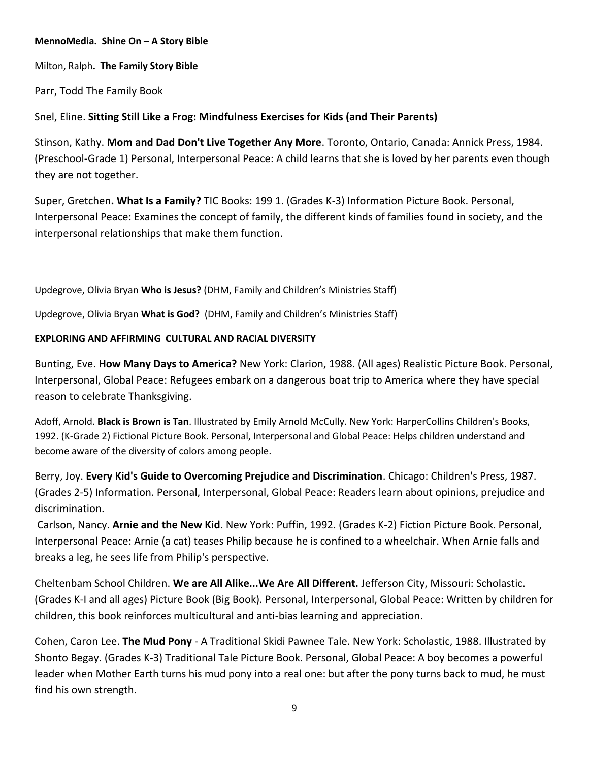**MennoMedia. Shine On – A Story Bible**

Milton, Ralph**. The Family Story Bible**

Parr, Todd The Family Book

Snel, Eline. **Sitting Still Like a Frog: Mindfulness Exercises for Kids (and Their Parents)**

Stinson, Kathy. **Mom and Dad Don't Live Together Any More**. Toronto, Ontario, Canada: Annick Press, 1984. (Preschool-Grade 1) Personal, Interpersonal Peace: A child learns that she is loved by her parents even though they are not together.

Super, Gretchen**. What Is a Family?** TIC Books: 199 1. (Grades K-3) Information Picture Book. Personal, Interpersonal Peace: Examines the concept of family, the different kinds of families found in society, and the interpersonal relationships that make them function.

Updegrove, Olivia Bryan **Who is Jesus?** (DHM, Family and Children's Ministries Staff)

Updegrove, Olivia Bryan **What is God?** (DHM, Family and Children's Ministries Staff)

**EXPLORING AND AFFIRMING CULTURAL AND RACIAL DIVERSITY**

Bunting, Eve. **How Many Days to America?** New York: Clarion, 1988. (All ages) Realistic Picture Book. Personal, Interpersonal, Global Peace: Refugees embark on a dangerous boat trip to America where they have special reason to celebrate Thanksgiving.

Adoff, Arnold. **Black is Brown is Tan**. Illustrated by Emily Arnold McCully. New York: HarperCollins Children's Books, 1992. (K-Grade 2) Fictional Picture Book. Personal, Interpersonal and Global Peace: Helps children understand and become aware of the diversity of colors among people.

Berry, Joy. **Every Kid's Guide to Overcoming Prejudice and Discrimination**. Chicago: Children's Press, 1987. (Grades 2-5) Information. Personal, Interpersonal, Global Peace: Readers learn about opinions, prejudice and discrimination.

Carlson, Nancy. **Arnie and the New Kid**. New York: Puffin, 1992. (Grades K-2) Fiction Picture Book. Personal, Interpersonal Peace: Arnie (a cat) teases Philip because he is confined to a wheelchair. When Arnie falls and breaks a leg, he sees life from Philip's perspective.

Cheltenbam School Children. **We are All Alike...We Are All Different.** Jefferson City, Missouri: Scholastic. (Grades K-I and all ages) Picture Book (Big Book). Personal, Interpersonal, Global Peace: Written by children for children, this book reinforces multicultural and anti-bias learning and appreciation.

Cohen, Caron Lee. **The Mud Pony** - A Traditional Skidi Pawnee Tale. New York: Scholastic, 1988. Illustrated by Shonto Begay. (Grades K-3) Traditional Tale Picture Book. Personal, Global Peace: A boy becomes a powerful leader when Mother Earth turns his mud pony into a real one: but after the pony turns back to mud, he must find his own strength.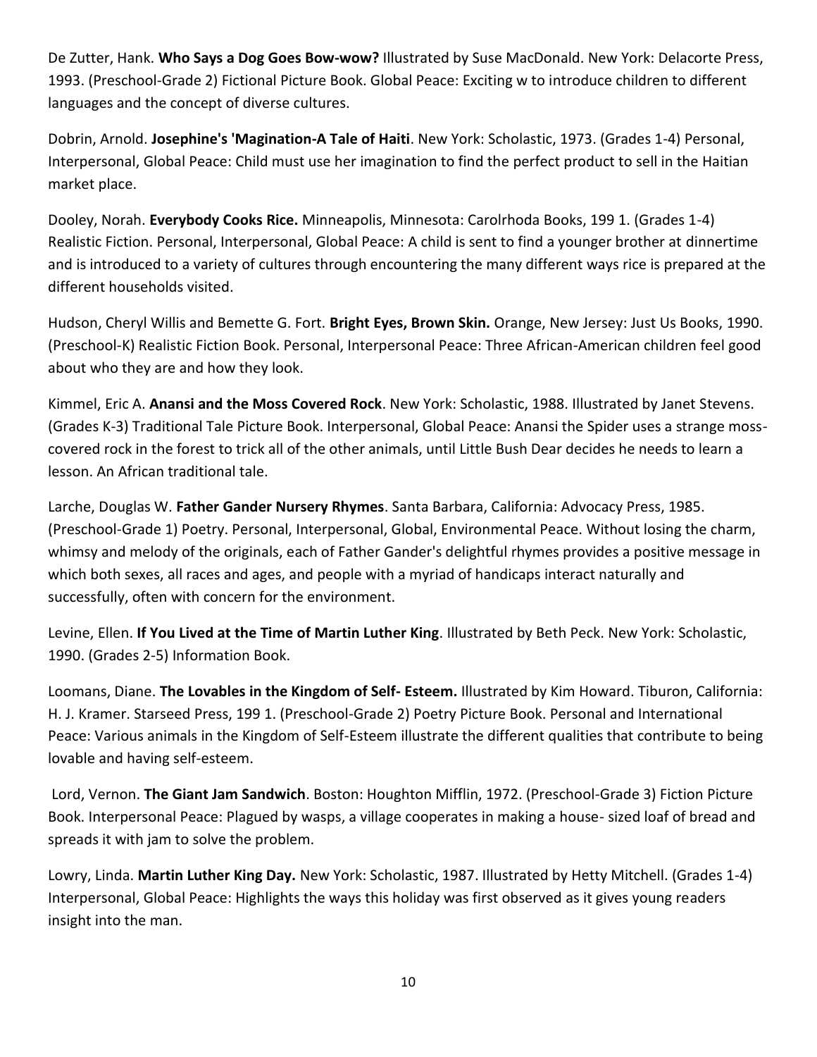De Zutter, Hank. **Who Says a Dog Goes Bow-wow?** Illustrated by Suse MacDonald. New York: Delacorte Press, 1993. (Preschool-Grade 2) Fictional Picture Book. Global Peace: Exciting w to introduce children to different languages and the concept of diverse cultures.

Dobrin, Arnold. **Josephine's 'Magination-A Tale of Haiti**. New York: Scholastic, 1973. (Grades 1-4) Personal, Interpersonal, Global Peace: Child must use her imagination to find the perfect product to sell in the Haitian market place.

Dooley, Norah. **Everybody Cooks Rice.** Minneapolis, Minnesota: Carolrhoda Books, 199 1. (Grades 1-4) Realistic Fiction. Personal, Interpersonal, Global Peace: A child is sent to find a younger brother at dinnertime and is introduced to a variety of cultures through encountering the many different ways rice is prepared at the different households visited.

Hudson, Cheryl Willis and Bemette G. Fort. **Bright Eyes, Brown Skin.** Orange, New Jersey: Just Us Books, 1990. (Preschool-K) Realistic Fiction Book. Personal, Interpersonal Peace: Three African-American children feel good about who they are and how they look.

Kimmel, Eric A. **Anansi and the Moss Covered Rock**. New York: Scholastic, 1988. Illustrated by Janet Stevens. (Grades K-3) Traditional Tale Picture Book. Interpersonal, Global Peace: Anansi the Spider uses a strange moss-covered rock in the forest to trick all of the other animals, until Little Bush Dear decides he needs to learn a lesson. An African traditional tale.

Larche, Douglas W. **Father Gander Nursery Rhymes**. Santa Barbara, California: Advocacy Press, 1985. (Preschool-Grade 1) Poetry. Personal, Interpersonal, Global, Environmental Peace. Without losing the charm, whimsy and melody of the originals, each of Father Gander's delightful rhymes provides a positive message in which both sexes, all races and ages, and people with a myriad of handicaps interact naturally and successfully, often with concern for the environment.

Levine, Ellen. **If You Lived at the Time of Martin Luther King**. Illustrated by Beth Peck. New York: Scholastic, 1990. (Grades 2-5) Information Book.

Loomans, Diane. **The Lovables in the Kingdom of Self- Esteem.** Illustrated by Kim Howard. Tiburon, California: H. J. Kramer. Starseed Press, 199 1. (Preschool-Grade 2) Poetry Picture Book. Personal and International Peace: Various animals in the Kingdom of Self-Esteem illustrate the different qualities that contribute to being lovable and having self-esteem.

Lord, Vernon. **The Giant Jam Sandwich**. Boston: Houghton Mifflin, 1972. (Preschool-Grade 3) Fiction Picture Book. Interpersonal Peace: Plagued by wasps, a village cooperates in making a house- sized loaf of bread and spreads it with jam to solve the problem.

Lowry, Linda. **Martin Luther King Day.** New York: Scholastic, 1987. Illustrated by Hetty Mitchell. (Grades 1-4) Interpersonal, Global Peace: Highlights the ways this holiday was first observed as it gives young readers insight into the man.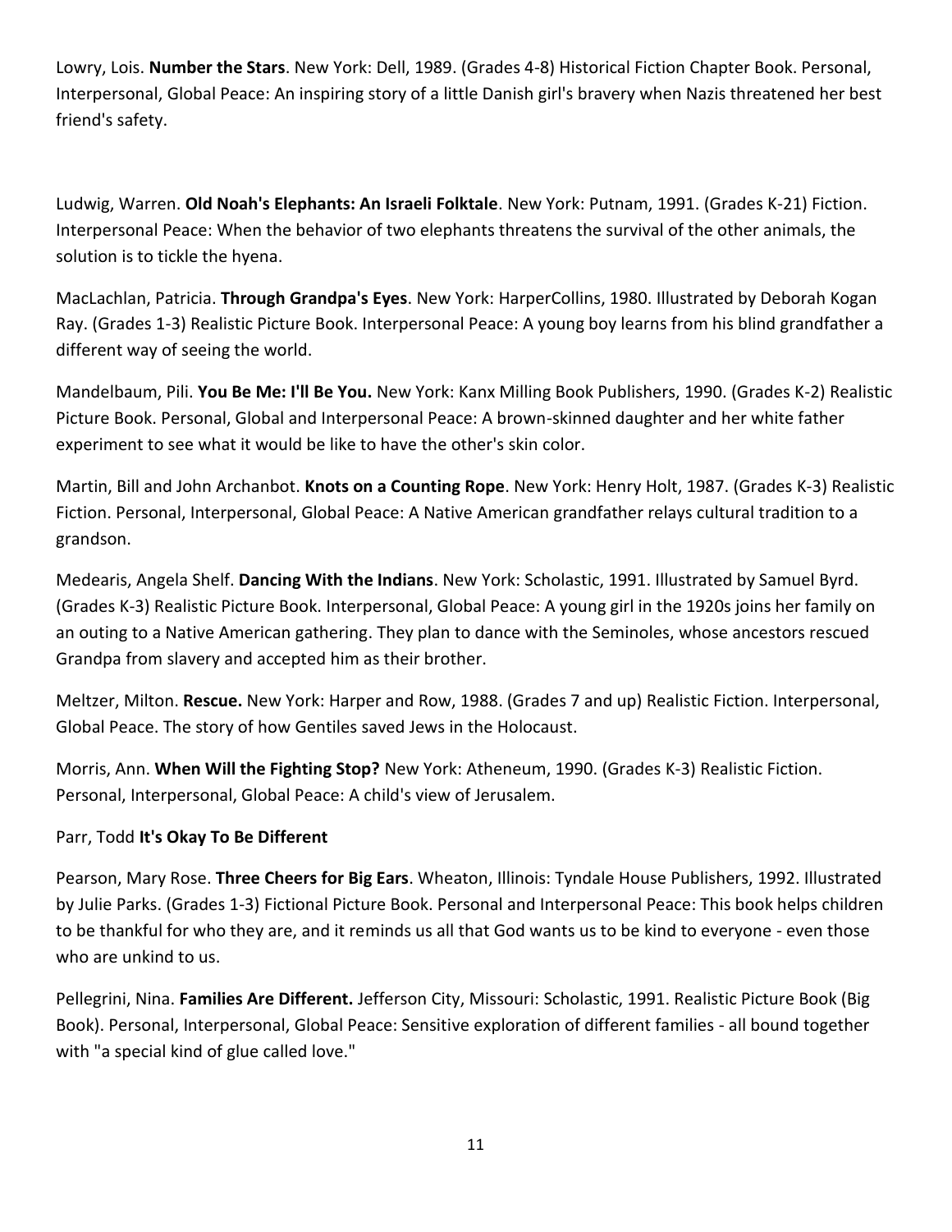Lowry, Lois. **Number the Stars**. New York: Dell, 1989. (Grades 4-8) Historical Fiction Chapter Book. Personal, Interpersonal, Global Peace: An inspiring story of a little Danish girl's bravery when Nazis threatened her best friend's safety.

Ludwig, Warren. **Old Noah's Elephants: An Israeli Folktale**. New York: Putnam, 1991. (Grades K-21) Fiction. Interpersonal Peace: When the behavior of two elephants threatens the survival of the other animals, the solution is to tickle the hyena.

MacLachlan, Patricia. **Through Grandpa's Eyes**. New York: HarperCollins, 1980. Illustrated by Deborah Kogan Ray. (Grades 1-3) Realistic Picture Book. Interpersonal Peace: A young boy learns from his blind grandfather a different way of seeing the world.

Mandelbaum, Pili. **You Be Me: I'll Be You.** New York: Kanx Milling Book Publishers, 1990. (Grades K-2) Realistic Picture Book. Personal, Global and Interpersonal Peace: A brown-skinned daughter and her white father experiment to see what it would be like to have the other's skin color.

Martin, Bill and John Archanbot. **Knots on a Counting Rope**. New York: Henry Holt, 1987. (Grades K-3) Realistic Fiction. Personal, Interpersonal, Global Peace: A Native American grandfather relays cultural tradition to a grandson.

Medearis, Angela Shelf. **Dancing With the Indians**. New York: Scholastic, 1991. Illustrated by Samuel Byrd. (Grades K-3) Realistic Picture Book. Interpersonal, Global Peace: A young girl in the 1920s joins her family on an outing to a Native American gathering. They plan to dance with the Seminoles, whose ancestors rescued Grandpa from slavery and accepted him as their brother.

Meltzer, Milton. **Rescue.** New York: Harper and Row, 1988. (Grades 7 and up) Realistic Fiction. Interpersonal, Global Peace. The story of how Gentiles saved Jews in the Holocaust.

Morris, Ann. **When Will the Fighting Stop?** New York: Atheneum, 1990. (Grades K-3) Realistic Fiction. Personal, Interpersonal, Global Peace: A child's view of Jerusalem.

Parr, Todd **It's Okay To Be Different**

Pearson, Mary Rose. **Three Cheers for Big Ears**. Wheaton, Illinois: Tyndale House Publishers, 1992. Illustrated by Julie Parks. (Grades 1-3) Fictional Picture Book. Personal and Interpersonal Peace: This book helps children to be thankful for who they are, and it reminds us all that God wants us to be kind to everyone - even those who are unkind to us.

Pellegrini, Nina. **Families Are Different.** Jefferson City, Missouri: Scholastic, 1991. Realistic Picture Book (Big Book). Personal, Interpersonal, Global Peace: Sensitive exploration of different families - all bound together with "a special kind of glue called love."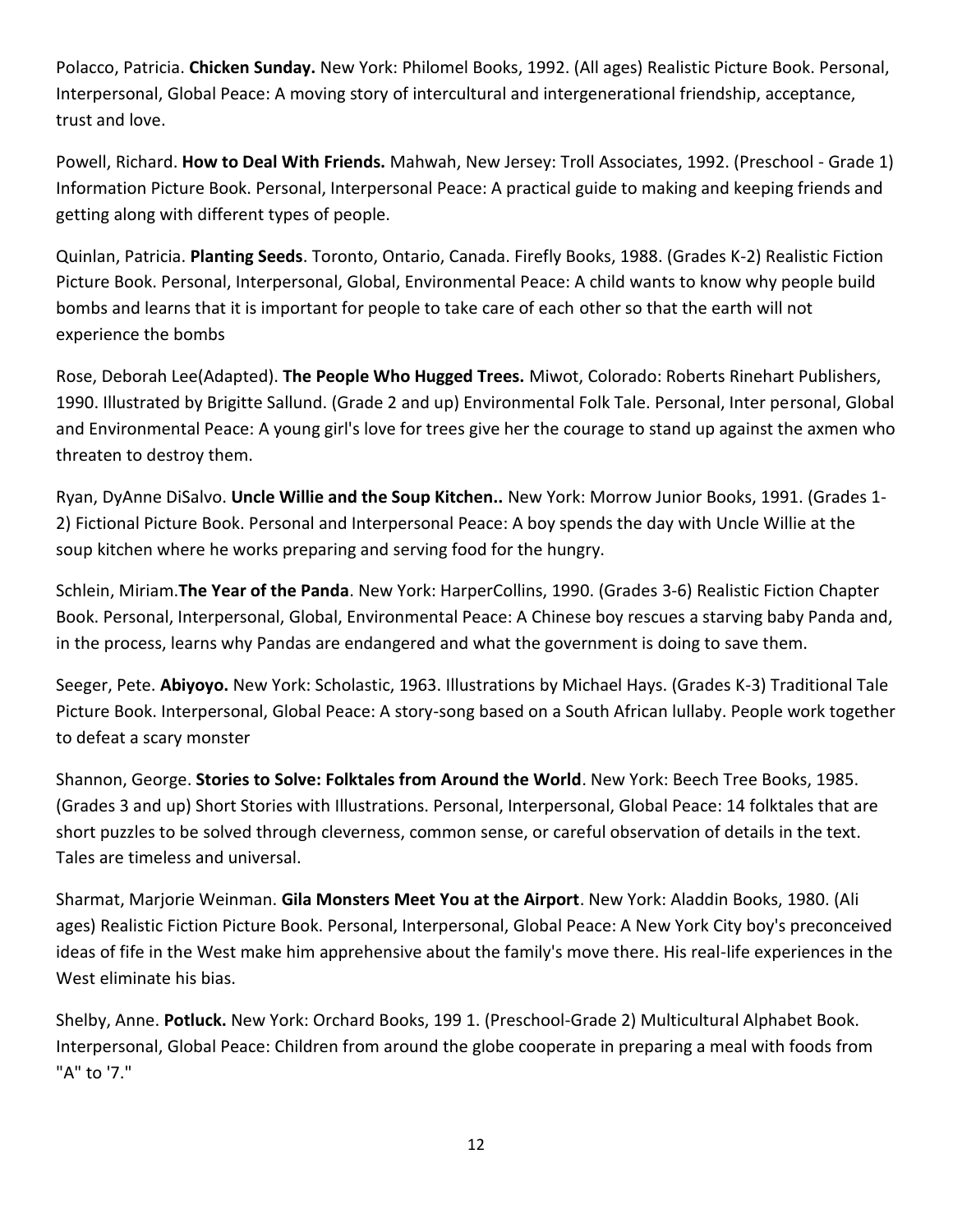Polacco, Patricia. **Chicken Sunday.** New York: Philomel Books, 1992. (All ages) Realistic Picture Book. Personal, Interpersonal, Global Peace: A moving story of intercultural and intergenerational friendship, acceptance, trust and love.

Powell, Richard. **How to Deal With Friends.** Mahwah, New Jersey: Troll Associates, 1992. (Preschool - Grade 1) Information Picture Book. Personal, Interpersonal Peace: A practical guide to making and keeping friends and getting along with different types of people.

Quinlan, Patricia. **Planting Seeds**. Toronto, Ontario, Canada. Firefly Books, 1988. (Grades K-2) Realistic Fiction Picture Book. Personal, Interpersonal, Global, Environmental Peace: A child wants to know why people build bombs and learns that it is important for people to take care of each other so that the earth will not experience the bombs

Rose, Deborah Lee(Adapted). **The People Who Hugged Trees.** Miwot, Colorado: Roberts Rinehart Publishers, 1990. Illustrated by Brigitte Sallund. (Grade 2 and up) Environmental Folk Tale. Personal, Inter personal, Global and Environmental Peace: A young girl's love for trees give her the courage to stand up against the axmen who threaten to destroy them.

Ryan, DyAnne DiSalvo. **Uncle Willie and the Soup Kitchen..** New York: Morrow Junior Books, 1991. (Grades 1-2) Fictional Picture Book. Personal and Interpersonal Peace: A boy spends the day with Uncle Willie at the soup kitchen where he works preparing and serving food for the hungry.

Schlein, Miriam.**The Year of the Panda**. New York: HarperCollins, 1990. (Grades 3-6) Realistic Fiction Chapter Book. Personal, Interpersonal, Global, Environmental Peace: A Chinese boy rescues a starving baby Panda and, in the process, learns why Pandas are endangered and what the government is doing to save them.

Seeger, Pete. **Abiyoyo.** New York: Scholastic, 1963. Illustrations by Michael Hays. (Grades K-3) Traditional Tale Picture Book. Interpersonal, Global Peace: A story-song based on a South African lullaby. People work together to defeat a scary monster

Shannon, George. **Stories to Solve: Folktales from Around the World**. New York: Beech Tree Books, 1985. (Grades 3 and up) Short Stories with Illustrations. Personal, Interpersonal, Global Peace: 14 folktales that are short puzzles to be solved through cleverness, common sense, or careful observation of details in the text. Tales are timeless and universal.

Sharmat, Marjorie Weinman. **Gila Monsters Meet You at the Airport**. New York: Aladdin Books, 1980. (Ali ages) Realistic Fiction Picture Book. Personal, Interpersonal, Global Peace: A New York City boy's preconceived ideas of fife in the West make him apprehensive about the family's move there. His real-life experiences in the West eliminate his bias.

Shelby, Anne. **Potluck.** New York: Orchard Books, 199 1. (Preschool-Grade 2) Multicultural Alphabet Book. Interpersonal, Global Peace: Children from around the globe cooperate in preparing a meal with foods from "A" to '7."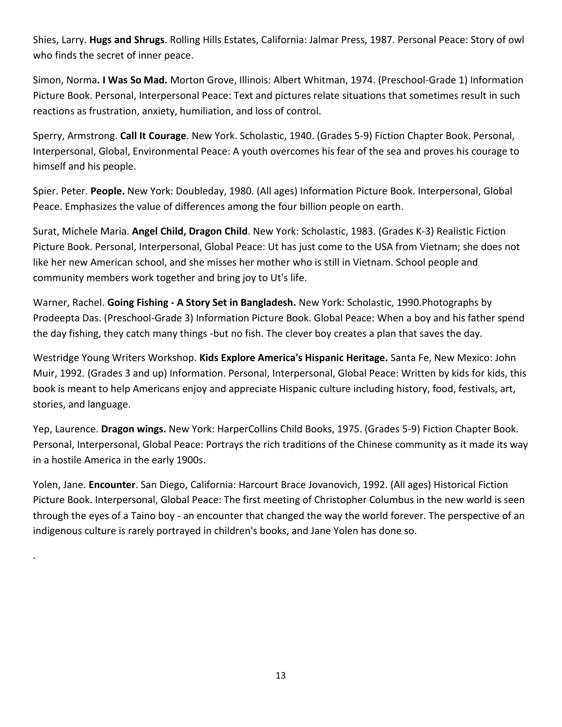Shies, Larry. **Hugs and Shrugs**. Rolling Hills Estates, California: Jalmar Press, 1987. Personal Peace: Story of owl who finds the secret of inner peace.

Simon, Norma**. I Was So Mad.** Morton Grove, Illinois: Albert Whitman, 1974. (Preschool-Grade 1) Information Picture Book. Personal, Interpersonal Peace: Text and pictures relate situations that sometimes result in such reactions as frustration, anxiety, humiliation, and loss of control.

Sperry, Armstrong. **Call It Courage**. New York. Scholastic, 1940. (Grades 5-9) Fiction Chapter Book. Personal, Interpersonal, Global, Environmental Peace: A youth overcomes his fear of the sea and proves his courage to himself and his people.

Spier. Peter. **People.** New York: Doubleday, 1980. (All ages) Information Picture Book. Interpersonal, Global Peace. Emphasizes the value of differences among the four billion people on earth.

Surat, Michele Maria. **Angel Child, Dragon Child**. New York: Scholastic, 1983. (Grades K-3) Realistic Fiction Picture Book. Personal, Interpersonal, Global Peace: Ut has just come to the USA from Vietnam; she does not like her new American school, and she misses her mother who is still in Vietnam. School people and community members work together and bring joy to Ut's life.

Warner, Rachel. **Going Fishing - A Story Set in Bangladesh.** New York: Scholastic, 1990.Photographs by Prodeepta Das. (Preschool-Grade 3) Information Picture Book. Global Peace: When a boy and his father spend the day fishing, they catch many things -but no fish. The clever boy creates a plan that saves the day.

Westridge Young Writers Workshop. **Kids Explore America's Hispanic Heritage.** Santa Fe, New Mexico: John Muir, 1992. (Grades 3 and up) Information. Personal, Interpersonal, Global Peace: Written by kids for kids, this book is meant to help Americans enjoy and appreciate Hispanic culture including history, food, festivals, art, stories, and language.

Yep, Laurence. **Dragon wings.** New York: HarperCollins Child Books, 1975. (Grades 5-9) Fiction Chapter Book. Personal, Interpersonal, Global Peace: Portrays the rich traditions of the Chinese community as it made its way in a hostile America in the early 1900s.

Yolen, Jane. **Encounter**. San Diego, California: Harcourt Brace Jovanovich, 1992. (All ages) Historical Fiction Picture Book. Interpersonal, Global Peace: The first meeting of Christopher Columbus in the new world is seen through the eyes of a Taino boy - an encounter that changed the way the world forever. The perspective of an indigenous culture is rarely portrayed in children's books, and Jane Yolen has done so.

.